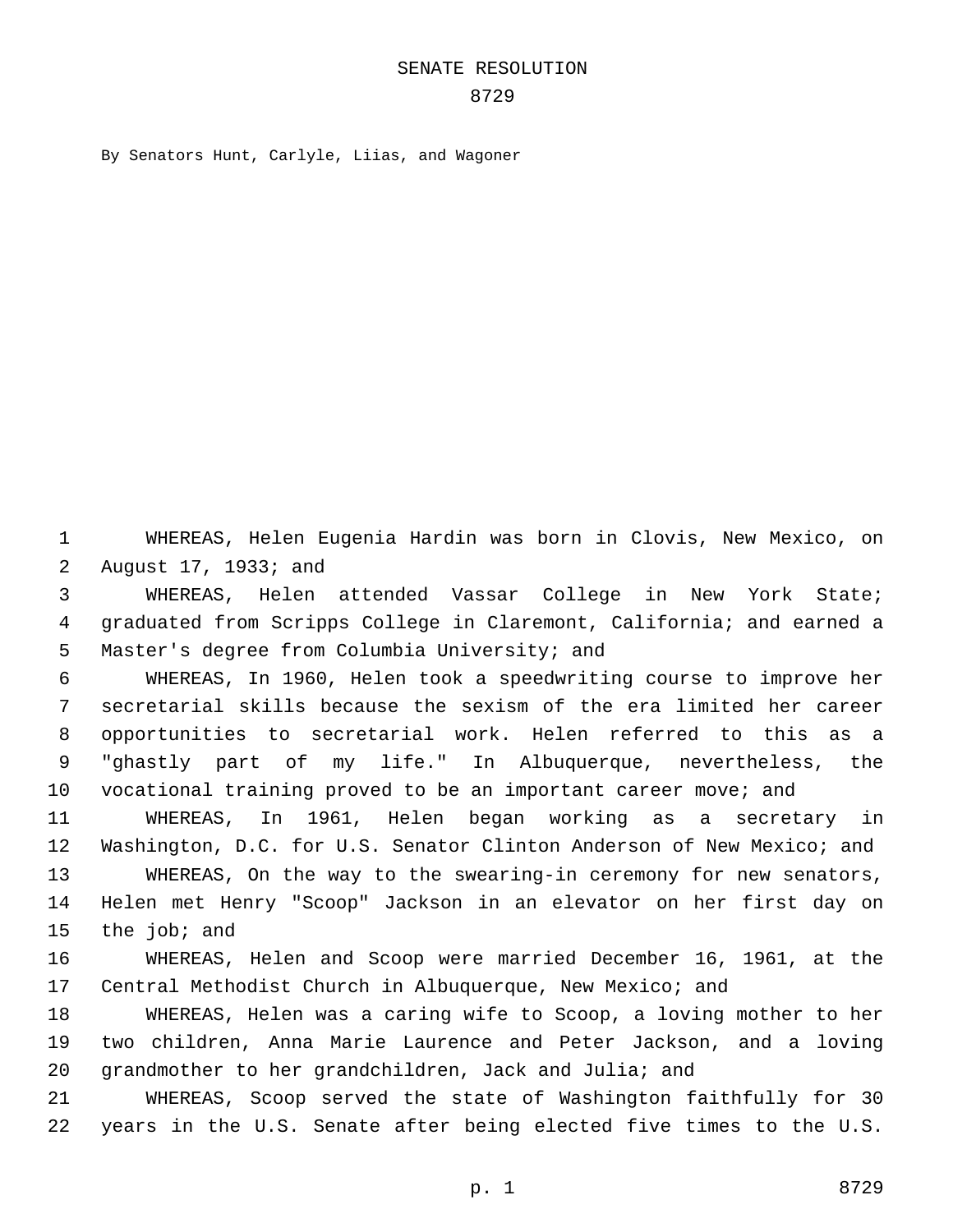# SENATE RESOLUTION
# 8729

By Senators Hunt, Carlyle, Liias, and Wagoner

WHEREAS, Helen Eugenia Hardin was born in Clovis, New Mexico, on August 17, 1933; and

WHEREAS, Helen attended Vassar College in New York State; graduated from Scripps College in Claremont, California; and earned a Master's degree from Columbia University; and

WHEREAS, In 1960, Helen took a speedwriting course to improve her secretarial skills because the sexism of the era limited her career opportunities to secretarial work. Helen referred to this as a "ghastly part of my life." In Albuquerque, nevertheless, the vocational training proved to be an important career move; and

WHEREAS, In 1961, Helen began working as a secretary in Washington, D.C. for U.S. Senator Clinton Anderson of New Mexico; and

WHEREAS, On the way to the swearing-in ceremony for new senators, Helen met Henry "Scoop" Jackson in an elevator on her first day on the job; and

WHEREAS, Helen and Scoop were married December 16, 1961, at the Central Methodist Church in Albuquerque, New Mexico; and

WHEREAS, Helen was a caring wife to Scoop, a loving mother to her two children, Anna Marie Laurence and Peter Jackson, and a loving grandmother to her grandchildren, Jack and Julia; and

WHEREAS, Scoop served the state of Washington faithfully for 30 years in the U.S. Senate after being elected five times to the U.S.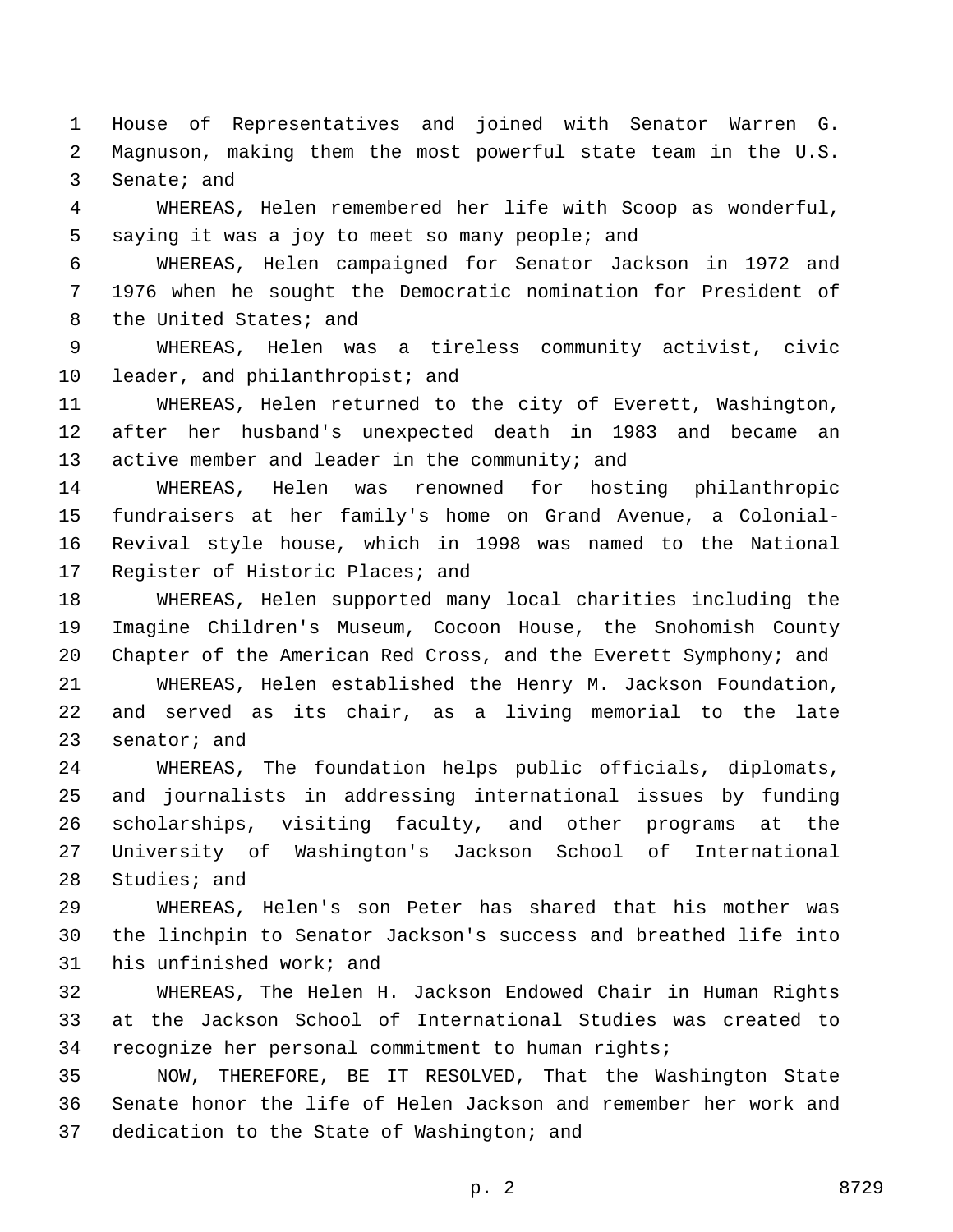House of Representatives and joined with Senator Warren G. Magnuson, making them the most powerful state team in the U.S. Senate; and

WHEREAS, Helen remembered her life with Scoop as wonderful, saying it was a joy to meet so many people; and

WHEREAS, Helen campaigned for Senator Jackson in 1972 and 1976 when he sought the Democratic nomination for President of the United States; and

WHEREAS, Helen was a tireless community activist, civic leader, and philanthropist; and

WHEREAS, Helen returned to the city of Everett, Washington, after her husband's unexpected death in 1983 and became an active member and leader in the community; and

WHEREAS, Helen was renowned for hosting philanthropic fundraisers at her family's home on Grand Avenue, a Colonial-Revival style house, which in 1998 was named to the National Register of Historic Places; and

WHEREAS, Helen supported many local charities including the Imagine Children's Museum, Cocoon House, the Snohomish County Chapter of the American Red Cross, and the Everett Symphony; and

WHEREAS, Helen established the Henry M. Jackson Foundation, and served as its chair, as a living memorial to the late senator; and

WHEREAS, The foundation helps public officials, diplomats, and journalists in addressing international issues by funding scholarships, visiting faculty, and other programs at the University of Washington's Jackson School of International Studies; and

WHEREAS, Helen's son Peter has shared that his mother was the linchpin to Senator Jackson's success and breathed life into his unfinished work; and

WHEREAS, The Helen H. Jackson Endowed Chair in Human Rights at the Jackson School of International Studies was created to recognize her personal commitment to human rights;

NOW, THEREFORE, BE IT RESOLVED, That the Washington State Senate honor the life of Helen Jackson and remember her work and dedication to the State of Washington; and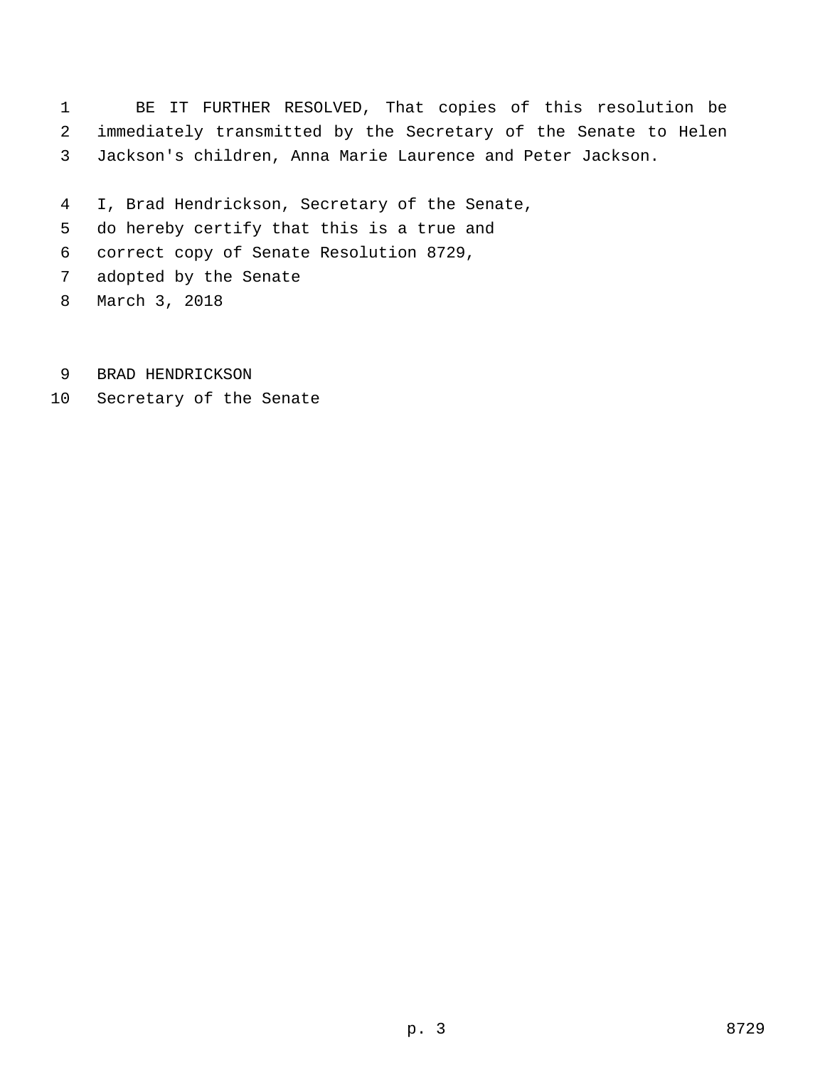BE IT FURTHER RESOLVED, That copies of this resolution be immediately transmitted by the Secretary of the Senate to Helen Jackson's children, Anna Marie Laurence and Peter Jackson.

I, Brad Hendrickson, Secretary of the Senate, do hereby certify that this is a true and correct copy of Senate Resolution 8729, adopted by the Senate March 3, 2018

BRAD HENDRICKSON
Secretary of the Senate